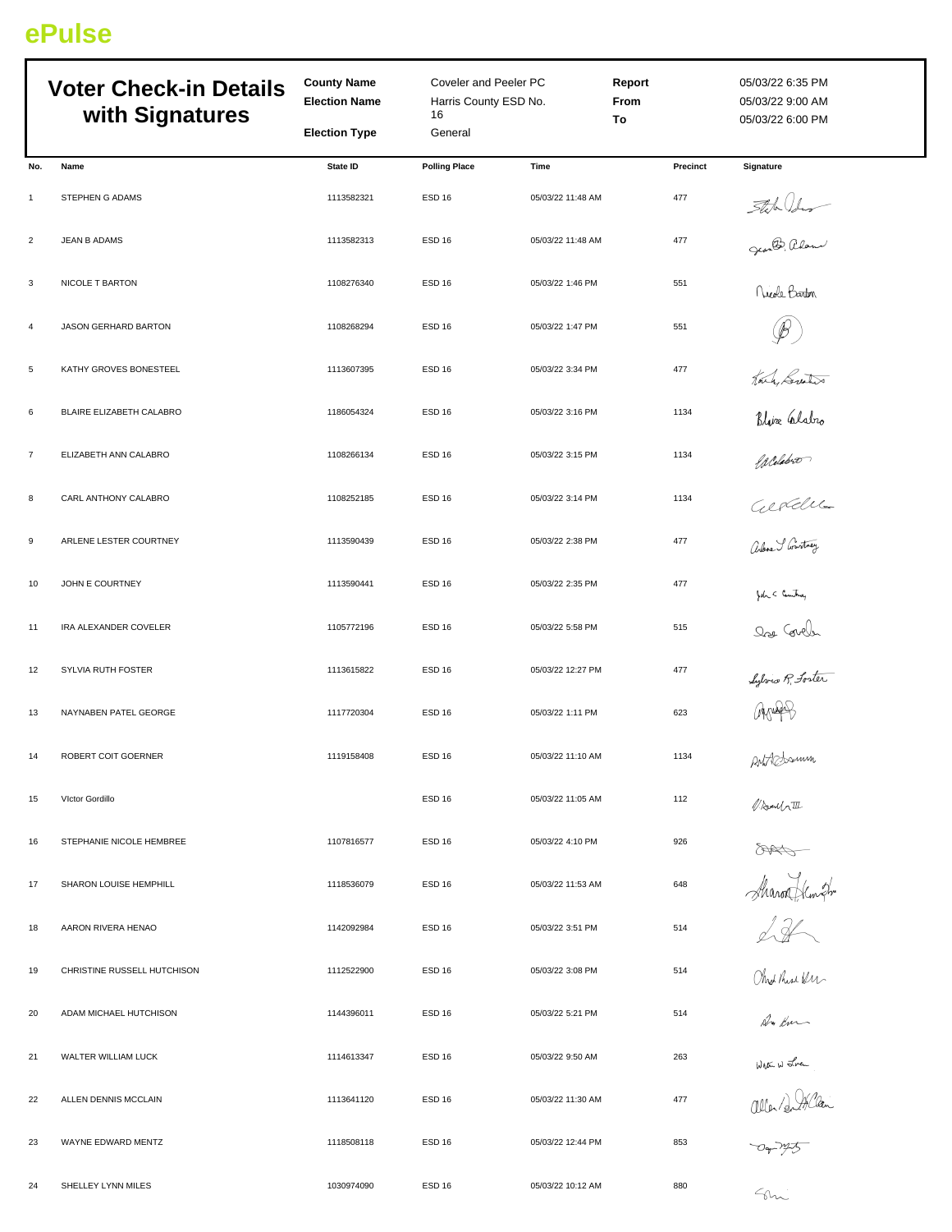ePulse

# Voter Check-in Details with Signatures

| | | | |
|---|---|---|---|
| **County Name** | Coveler and Peeler PC | **Report** | 05/03/22 6:35 PM |
| **Election Name** | Harris County ESD No. 16 | **From** | 05/03/22 9:00 AM |
| **Election Type** | General | **To** | 05/03/22 6:00 PM |

| No. | Name | State ID | Polling Place | Time | Precinct | Signature |
|---|---|---|---|---|---|---|
| 1 | STEPHEN G ADAMS | 1113582321 | ESD 16 | 05/03/22 11:48 AM | 477 | |
| 2 | JEAN B ADAMS | 1113582313 | ESD 16 | 05/03/22 11:48 AM | 477 | |
| 3 | NICOLE T BARTON | 1108276340 | ESD 16 | 05/03/22 1:46 PM | 551 | |
| 4 | JASON GERHARD BARTON | 1108268294 | ESD 16 | 05/03/22 1:47 PM | 551 | |
| 5 | KATHY GROVES BONESTEEL | 1113607395 | ESD 16 | 05/03/22 3:34 PM | 477 | |
| 6 | BLAIRE ELIZABETH CALABRO | 1186054324 | ESD 16 | 05/03/22 3:16 PM | 1134 | |
| 7 | ELIZABETH ANN CALABRO | 1108266134 | ESD 16 | 05/03/22 3:15 PM | 1134 | |
| 8 | CARL ANTHONY CALABRO | 1108252185 | ESD 16 | 05/03/22 3:14 PM | 1134 | |
| 9 | ARLENE LESTER COURTNEY | 1113590439 | ESD 16 | 05/03/22 2:38 PM | 477 | |
| 10 | JOHN E COURTNEY | 1113590441 | ESD 16 | 05/03/22 2:35 PM | 477 | |
| 11 | IRA ALEXANDER COVELER | 1105772196 | ESD 16 | 05/03/22 5:58 PM | 515 | |
| 12 | SYLVIA RUTH FOSTER | 1113615822 | ESD 16 | 05/03/22 12:27 PM | 477 | |
| 13 | NAYNABEN PATEL GEORGE | 1117720304 | ESD 16 | 05/03/22 1:11 PM | 623 | |
| 14 | ROBERT COIT GOERNER | 1119158408 | ESD 16 | 05/03/22 11:10 AM | 1134 | |
| 15 | VIctor Gordillo | | ESD 16 | 05/03/22 11:05 AM | 112 | |
| 16 | STEPHANIE NICOLE HEMBREE | 1107816577 | ESD 16 | 05/03/22 4:10 PM | 926 | |
| 17 | SHARON LOUISE HEMPHILL | 1118536079 | ESD 16 | 05/03/22 11:53 AM | 648 | |
| 18 | AARON RIVERA HENAO | 1142092984 | ESD 16 | 05/03/22 3:51 PM | 514 | |
| 19 | CHRISTINE RUSSELL HUTCHISON | 1112522900 | ESD 16 | 05/03/22 3:08 PM | 514 | |
| 20 | ADAM MICHAEL HUTCHISON | 1144396011 | ESD 16 | 05/03/22 5:21 PM | 514 | |
| 21 | WALTER WILLIAM LUCK | 1114613347 | ESD 16 | 05/03/22 9:50 AM | 263 | |
| 22 | ALLEN DENNIS MCCLAIN | 1113641120 | ESD 16 | 05/03/22 11:30 AM | 477 | |
| 23 | WAYNE EDWARD MENTZ | 1118508118 | ESD 16 | 05/03/22 12:44 PM | 853 | |
| 24 | SHELLEY LYNN MILES | 1030974090 | ESD 16 | 05/03/22 10:12 AM | 880 | |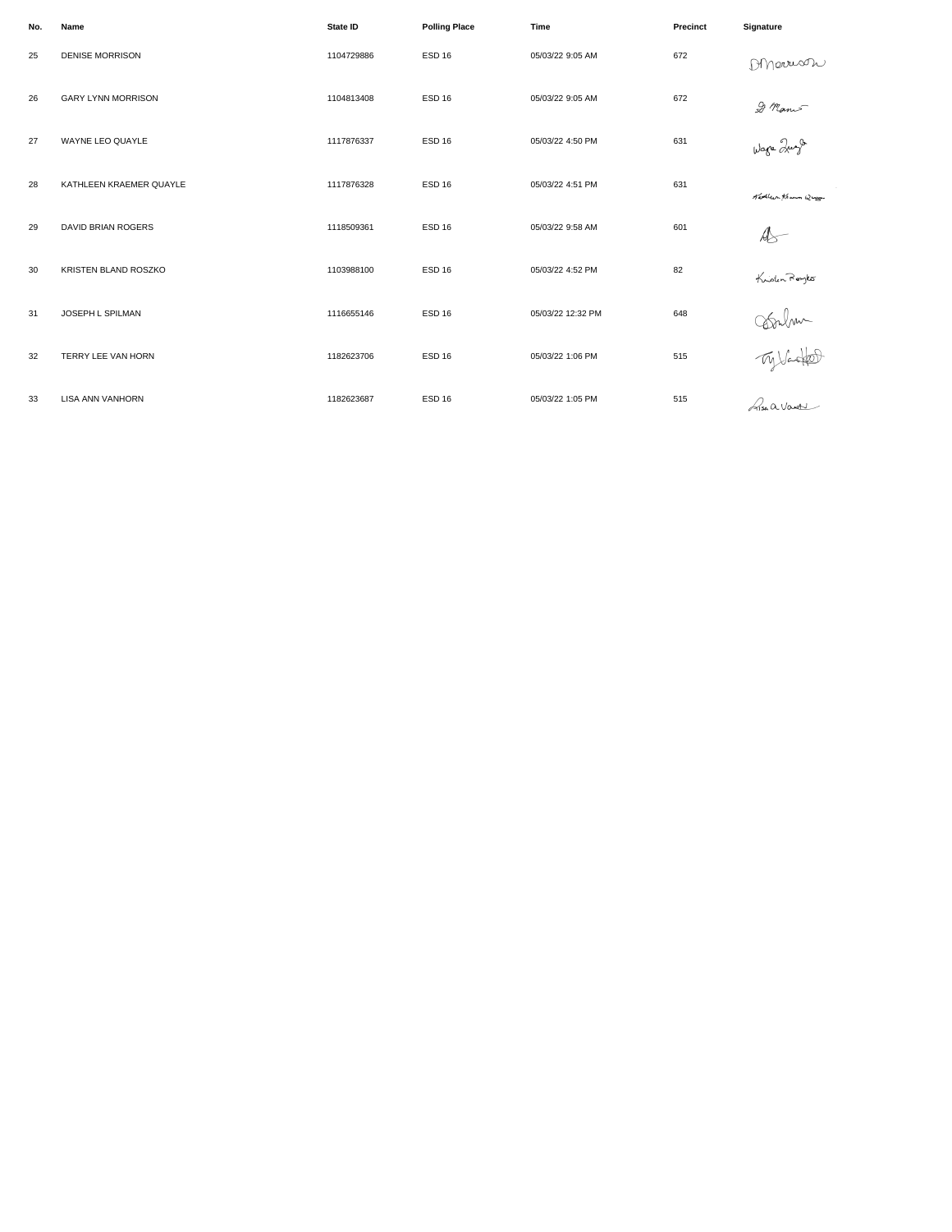| No. | Name | State ID | Polling Place | Time | Precinct | Signature |
|---|---|---|---|---|---|---|
| 25 | DENISE MORRISON | 1104729886 | ESD 16 | 05/03/22 9:05 AM | 672 | DMorrison |
| 26 | GARY LYNN MORRISON | 1104813408 | ESD 16 | 05/03/22 9:05 AM | 672 | G Morrison |
| 27 | WAYNE LEO QUAYLE | 1117876337 | ESD 16 | 05/03/22 4:50 PM | 631 | Wayne Quayle |
| 28 | KATHLEEN KRAEMER QUAYLE | 1117876328 | ESD 16 | 05/03/22 4:51 PM | 631 | Kathleen Kraemer Quayle |
| 29 | DAVID BRIAN ROGERS | 1118509361 | ESD 16 | 05/03/22 9:58 AM | 601 | |
| 30 | KRISTEN BLAND ROSZKO | 1103988100 | ESD 16 | 05/03/22 4:52 PM | 82 | Kristen Roszko |
| 31 | JOSEPH L SPILMAN | 1116655146 | ESD 16 | 05/03/22 12:32 PM | 648 | JSpilman |
| 32 | TERRY LEE VAN HORN | 1182623706 | ESD 16 | 05/03/22 1:06 PM | 515 | Terry VanHorn |
| 33 | LISA ANN VANHORN | 1182623687 | ESD 16 | 05/03/22 1:05 PM | 515 | Lisa A VanHorn |